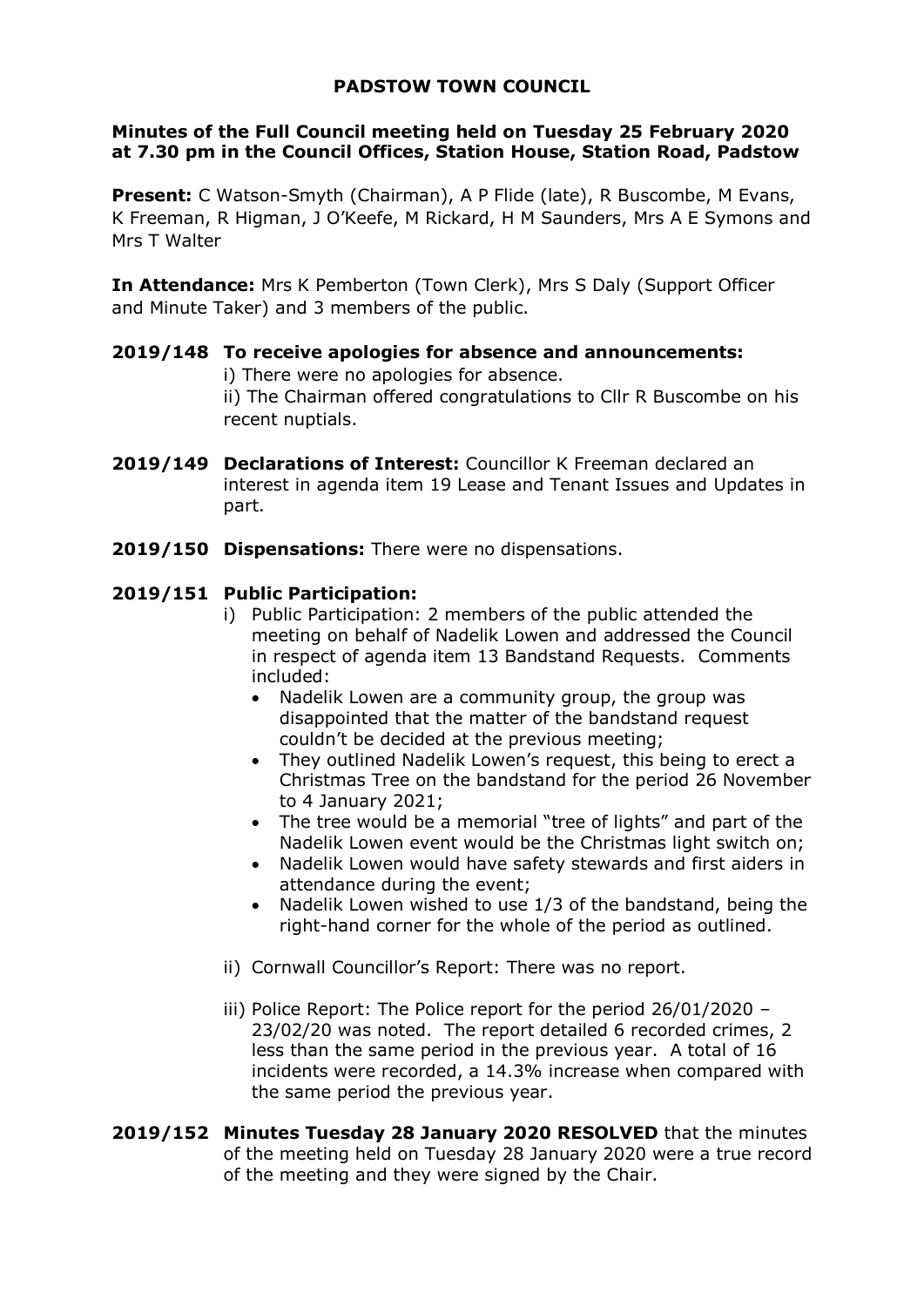# PADSTOW TOWN COUNCIL

**Minutes of the Full Council meeting held on Tuesday 25 February 2020 at 7.30 pm in the Council Offices, Station House, Station Road, Padstow**

**Present:** C Watson-Smyth (Chairman), A P Flide (late), R Buscombe, M Evans, K Freeman, R Higman, J O'Keefe, M Rickard, H M Saunders, Mrs A E Symons and Mrs T Walter

**In Attendance:** Mrs K Pemberton (Town Clerk), Mrs S Daly (Support Officer and Minute Taker) and 3 members of the public.

**2019/148 To receive apologies for absence and announcements:**

i) There were no apologies for absence.

ii) The Chairman offered congratulations to Cllr R Buscombe on his recent nuptials.

**2019/149 Declarations of Interest:** Councillor K Freeman declared an interest in agenda item 19 Lease and Tenant Issues and Updates in part.

**2019/150 Dispensations:** There were no dispensations.

**2019/151 Public Participation:**

i) Public Participation: 2 members of the public attended the meeting on behalf of Nadelik Lowen and addressed the Council in respect of agenda item 13 Bandstand Requests. Comments included:

- Nadelik Lowen are a community group, the group was disappointed that the matter of the bandstand request couldn't be decided at the previous meeting;
- They outlined Nadelik Lowen's request, this being to erect a Christmas Tree on the bandstand for the period 26 November to 4 January 2021;
- The tree would be a memorial "tree of lights" and part of the Nadelik Lowen event would be the Christmas light switch on;
- Nadelik Lowen would have safety stewards and first aiders in attendance during the event;
- Nadelik Lowen wished to use 1/3 of the bandstand, being the right-hand corner for the whole of the period as outlined.

ii) Cornwall Councillor's Report: There was no report.

iii) Police Report: The Police report for the period 26/01/2020 – 23/02/20 was noted. The report detailed 6 recorded crimes, 2 less than the same period in the previous year. A total of 16 incidents were recorded, a 14.3% increase when compared with the same period the previous year.

**2019/152 Minutes Tuesday 28 January 2020 RESOLVED** that the minutes of the meeting held on Tuesday 28 January 2020 were a true record of the meeting and they were signed by the Chair.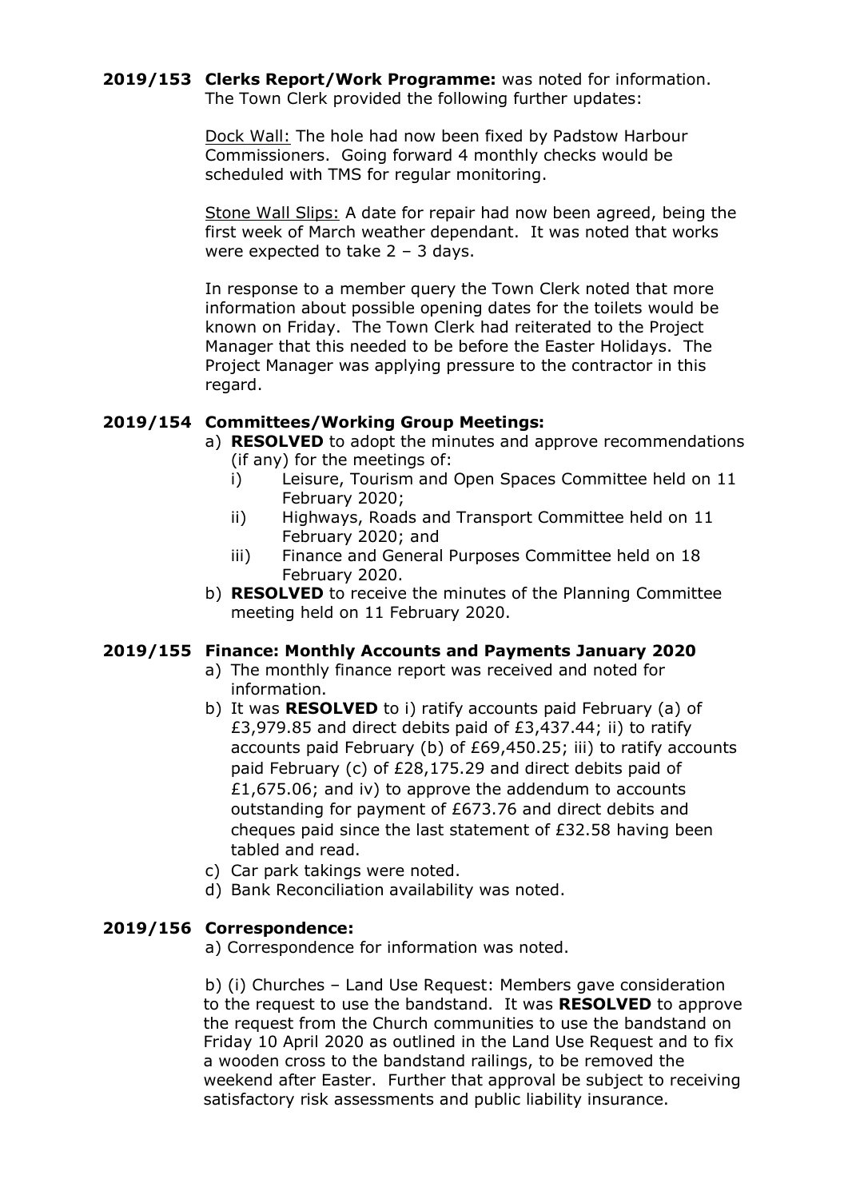**2019/153 Clerks Report/Work Programme:** was noted for information. The Town Clerk provided the following further updates:

Dock Wall: The hole had now been fixed by Padstow Harbour Commissioners. Going forward 4 monthly checks would be scheduled with TMS for regular monitoring.

Stone Wall Slips: A date for repair had now been agreed, being the first week of March weather dependant. It was noted that works were expected to take 2 – 3 days.

In response to a member query the Town Clerk noted that more information about possible opening dates for the toilets would be known on Friday. The Town Clerk had reiterated to the Project Manager that this needed to be before the Easter Holidays. The Project Manager was applying pressure to the contractor in this regard.

**2019/154 Committees/Working Group Meetings:**

a) **RESOLVED** to adopt the minutes and approve recommendations (if any) for the meetings of:
   i) Leisure, Tourism and Open Spaces Committee held on 11 February 2020;
   ii) Highways, Roads and Transport Committee held on 11 February 2020; and
   iii) Finance and General Purposes Committee held on 18 February 2020.

b) **RESOLVED** to receive the minutes of the Planning Committee meeting held on 11 February 2020.

**2019/155 Finance: Monthly Accounts and Payments January 2020**

a) The monthly finance report was received and noted for information.

b) It was **RESOLVED** to i) ratify accounts paid February (a) of £3,979.85 and direct debits paid of £3,437.44; ii) to ratify accounts paid February (b) of £69,450.25; iii) to ratify accounts paid February (c) of £28,175.29 and direct debits paid of £1,675.06; and iv) to approve the addendum to accounts outstanding for payment of £673.76 and direct debits and cheques paid since the last statement of £32.58 having been tabled and read.

c) Car park takings were noted.

d) Bank Reconciliation availability was noted.

**2019/156 Correspondence:**

a) Correspondence for information was noted.

b) (i) Churches – Land Use Request: Members gave consideration to the request to use the bandstand. It was **RESOLVED** to approve the request from the Church communities to use the bandstand on Friday 10 April 2020 as outlined in the Land Use Request and to fix a wooden cross to the bandstand railings, to be removed the weekend after Easter. Further that approval be subject to receiving satisfactory risk assessments and public liability insurance.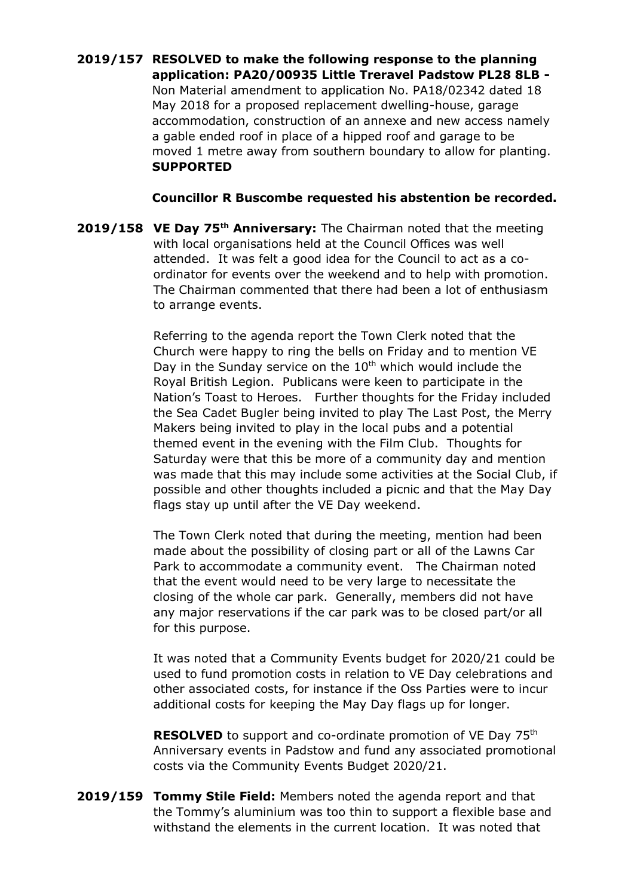**2019/157 RESOLVED to make the following response to the planning application: PA20/00935 Little Treravel Padstow PL28 8LB -** Non Material amendment to application No. PA18/02342 dated 18 May 2018 for a proposed replacement dwelling-house, garage accommodation, construction of an annexe and new access namely a gable ended roof in place of a hipped roof and garage to be moved 1 metre away from southern boundary to allow for planting. **SUPPORTED**

**Councillor R Buscombe requested his abstention be recorded.**

**2019/158 VE Day 75th Anniversary:** The Chairman noted that the meeting with local organisations held at the Council Offices was well attended. It was felt a good idea for the Council to act as a co-ordinator for events over the weekend and to help with promotion. The Chairman commented that there had been a lot of enthusiasm to arrange events.

Referring to the agenda report the Town Clerk noted that the Church were happy to ring the bells on Friday and to mention VE Day in the Sunday service on the 10th which would include the Royal British Legion. Publicans were keen to participate in the Nation's Toast to Heroes. Further thoughts for the Friday included the Sea Cadet Bugler being invited to play The Last Post, the Merry Makers being invited to play in the local pubs and a potential themed event in the evening with the Film Club. Thoughts for Saturday were that this be more of a community day and mention was made that this may include some activities at the Social Club, if possible and other thoughts included a picnic and that the May Day flags stay up until after the VE Day weekend.

The Town Clerk noted that during the meeting, mention had been made about the possibility of closing part or all of the Lawns Car Park to accommodate a community event. The Chairman noted that the event would need to be very large to necessitate the closing of the whole car park. Generally, members did not have any major reservations if the car park was to be closed part/or all for this purpose.

It was noted that a Community Events budget for 2020/21 could be used to fund promotion costs in relation to VE Day celebrations and other associated costs, for instance if the Oss Parties were to incur additional costs for keeping the May Day flags up for longer.

**RESOLVED** to support and co-ordinate promotion of VE Day 75th Anniversary events in Padstow and fund any associated promotional costs via the Community Events Budget 2020/21.

**2019/159 Tommy Stile Field:** Members noted the agenda report and that the Tommy's aluminium was too thin to support a flexible base and withstand the elements in the current location. It was noted that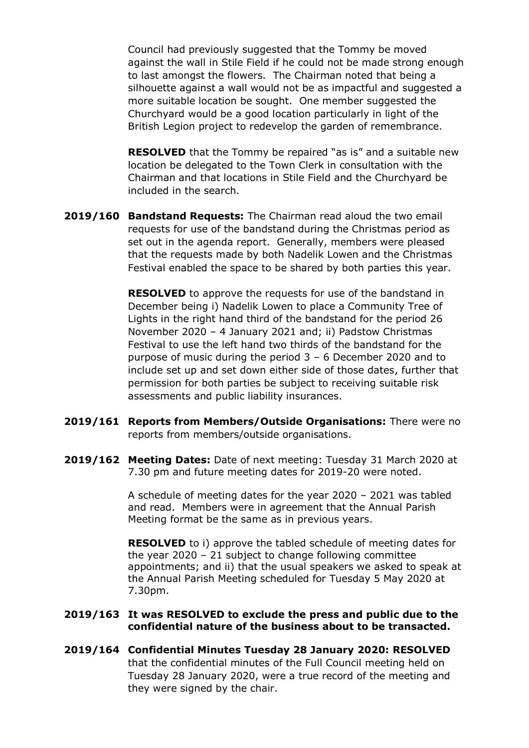Council had previously suggested that the Tommy be moved against the wall in Stile Field if he could not be made strong enough to last amongst the flowers. The Chairman noted that being a silhouette against a wall would not be as impactful and suggested a more suitable location be sought. One member suggested the Churchyard would be a good location particularly in light of the British Legion project to redevelop the garden of remembrance.

**RESOLVED** that the Tommy be repaired "as is" and a suitable new location be delegated to the Town Clerk in consultation with the Chairman and that locations in Stile Field and the Churchyard be included in the search.

**2019/160 Bandstand Requests:** The Chairman read aloud the two email requests for use of the bandstand during the Christmas period as set out in the agenda report. Generally, members were pleased that the requests made by both Nadelik Lowen and the Christmas Festival enabled the space to be shared by both parties this year.

**RESOLVED** to approve the requests for use of the bandstand in December being i) Nadelik Lowen to place a Community Tree of Lights in the right hand third of the bandstand for the period 26 November 2020 – 4 January 2021 and; ii) Padstow Christmas Festival to use the left hand two thirds of the bandstand for the purpose of music during the period 3 – 6 December 2020 and to include set up and set down either side of those dates, further that permission for both parties be subject to receiving suitable risk assessments and public liability insurances.

**2019/161 Reports from Members/Outside Organisations:** There were no reports from members/outside organisations.

**2019/162 Meeting Dates:** Date of next meeting: Tuesday 31 March 2020 at 7.30 pm and future meeting dates for 2019-20 were noted.

A schedule of meeting dates for the year 2020 – 2021 was tabled and read. Members were in agreement that the Annual Parish Meeting format be the same as in previous years.

**RESOLVED** to i) approve the tabled schedule of meeting dates for the year 2020 – 21 subject to change following committee appointments; and ii) that the usual speakers we asked to speak at the Annual Parish Meeting scheduled for Tuesday 5 May 2020 at 7.30pm.

**2019/163 It was RESOLVED to exclude the press and public due to the confidential nature of the business about to be transacted.**

**2019/164 Confidential Minutes Tuesday 28 January 2020: RESOLVED** that the confidential minutes of the Full Council meeting held on Tuesday 28 January 2020, were a true record of the meeting and they were signed by the chair.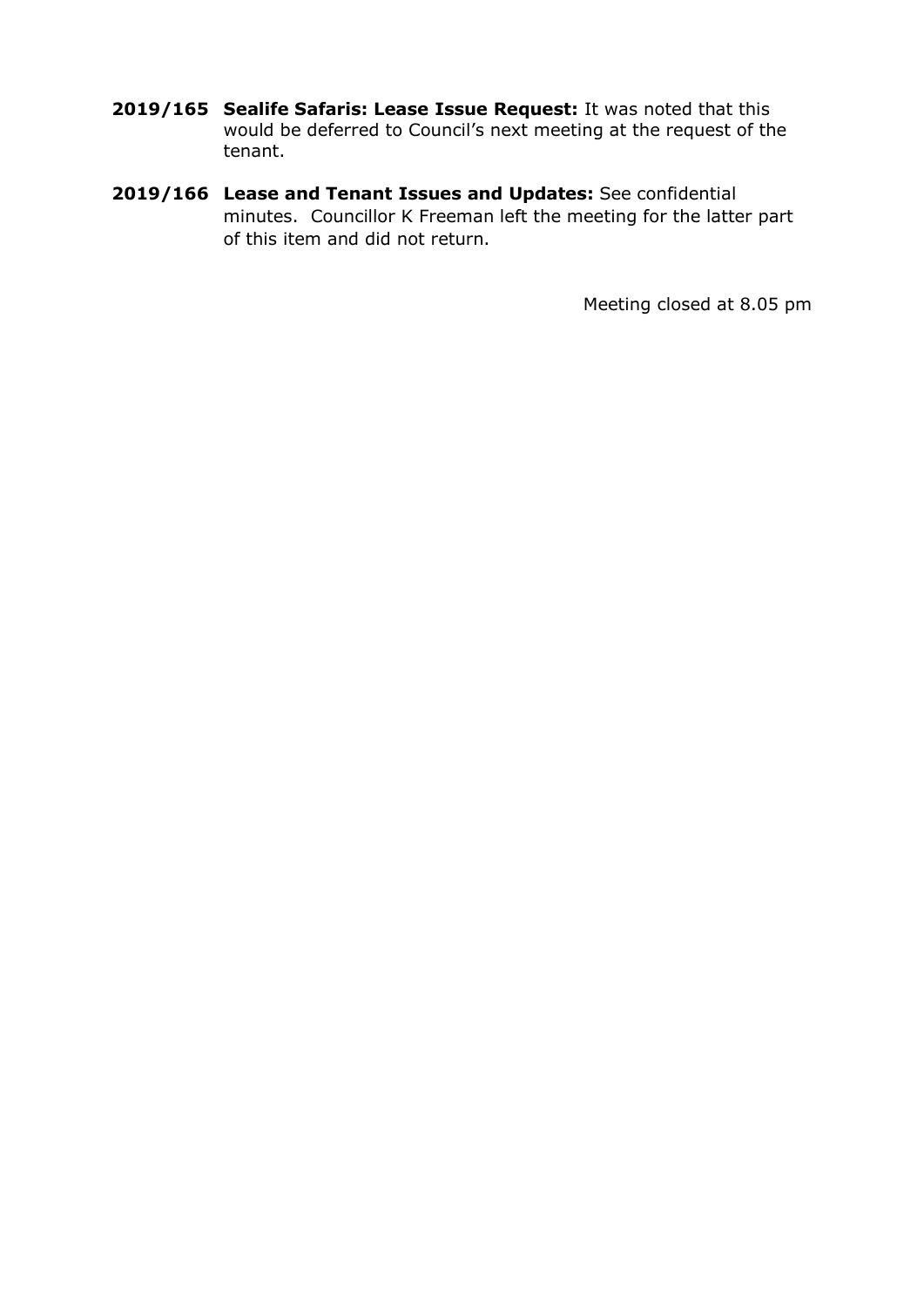**2019/165 Sealife Safaris: Lease Issue Request:** It was noted that this would be deferred to Council's next meeting at the request of the tenant.

**2019/166 Lease and Tenant Issues and Updates:** See confidential minutes. Councillor K Freeman left the meeting for the latter part of this item and did not return.

Meeting closed at 8.05 pm